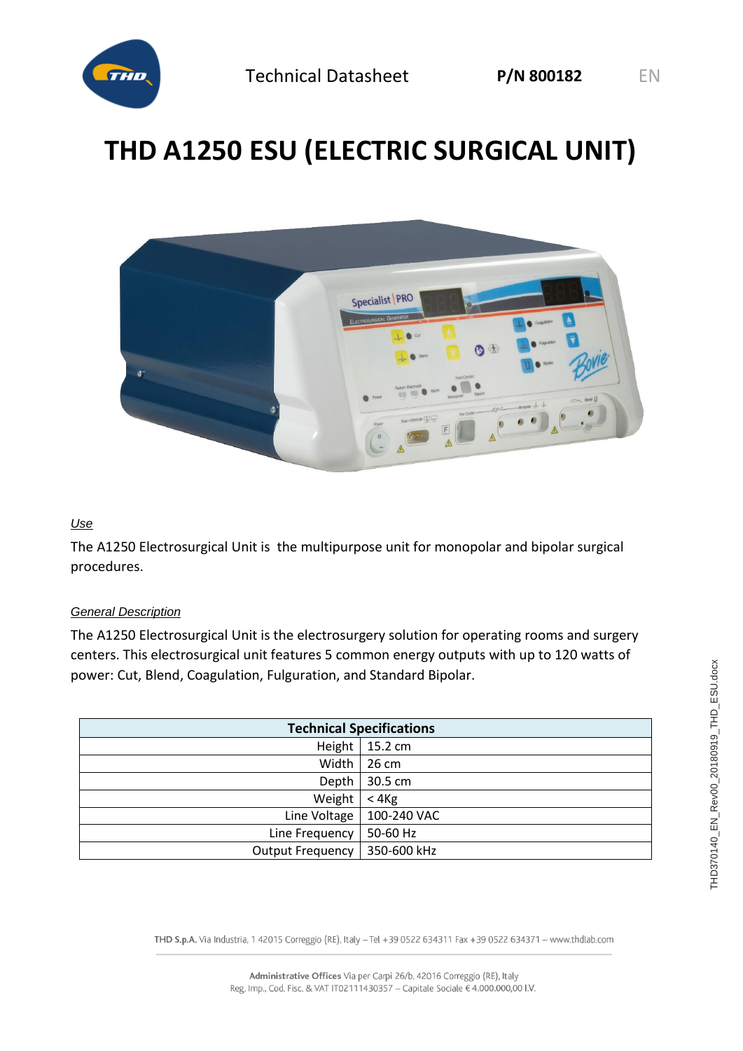Technical Datasheet **P/N 800182** EN

# THD A1250 ESU (ELECTRIC SURGICAL UNIT)

*Use*

The A1250 Electrosurgical Unit is the multipurpose unit for monopolar and bipolar surgical procedures.

*General Description*

The A1250 Electrosurgical Unit is the electrosurgery solution for operating rooms and surgery centers. This electrosurgical unit features 5 common energy outputs with up to 120 watts of power: Cut, Blend, Coagulation, Fulguration, and Standard Bipolar.

| **Technical Specifications** | |
|---:|---|
| Height | 15.2 cm |
| Width | 26 cm |
| Depth | 30.5 cm |
| Weight | < 4Kg |
| Line Voltage | 100-240 VAC |
| Line Frequency | 50-60 Hz |
| Output Frequency | 350-600 kHz |

**THD S.p.A.** Via Industria, 1 42015 Correggio (RE), Italy – Tel +39 0522 634311 Fax +39 0522 634371 – www.thdlab.com

**Administrative Offices** Via per Carpi 26/b, 42016 Correggio (RE), Italy
Reg. Imp., Cod. Fisc. & VAT IT02111430357 – Capitale Sociale € 4.000.000,00 I.V.

THD370140_EN_Rev00_20180919_THD_ESU.docx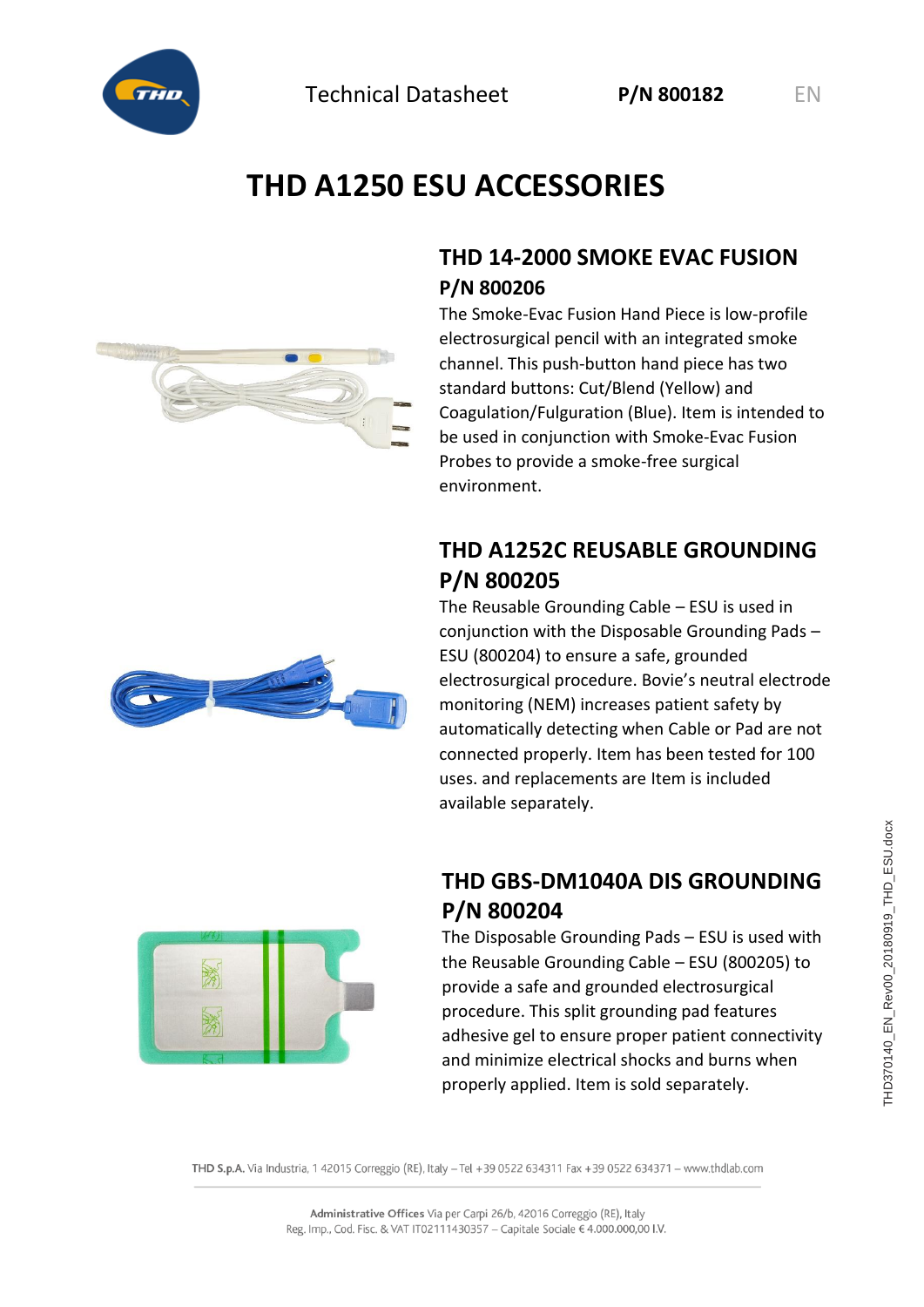Technical Datasheet **P/N 800182** EN

# THD A1250 ESU ACCESSORIES

## THD 14-2000 SMOKE EVAC FUSION
## P/N 800206

The Smoke-Evac Fusion Hand Piece is low-profile electrosurgical pencil with an integrated smoke channel. This push-button hand piece has two standard buttons: Cut/Blend (Yellow) and Coagulation/Fulguration (Blue). Item is intended to be used in conjunction with Smoke-Evac Fusion Probes to provide a smoke-free surgical environment.

## THD A1252C REUSABLE GROUNDING
## P/N 800205

The Reusable Grounding Cable – ESU is used in conjunction with the Disposable Grounding Pads – ESU (800204) to ensure a safe, grounded electrosurgical procedure. Bovie's neutral electrode monitoring (NEM) increases patient safety by automatically detecting when Cable or Pad are not connected properly. Item has been tested for 100 uses. and replacements are Item is included available separately.

## THD GBS-DM1040A DIS GROUNDING
## P/N 800204

The Disposable Grounding Pads – ESU is used with the Reusable Grounding Cable – ESU (800205) to provide a safe and grounded electrosurgical procedure. This split grounding pad features adhesive gel to ensure proper patient connectivity and minimize electrical shocks and burns when properly applied. Item is sold separately.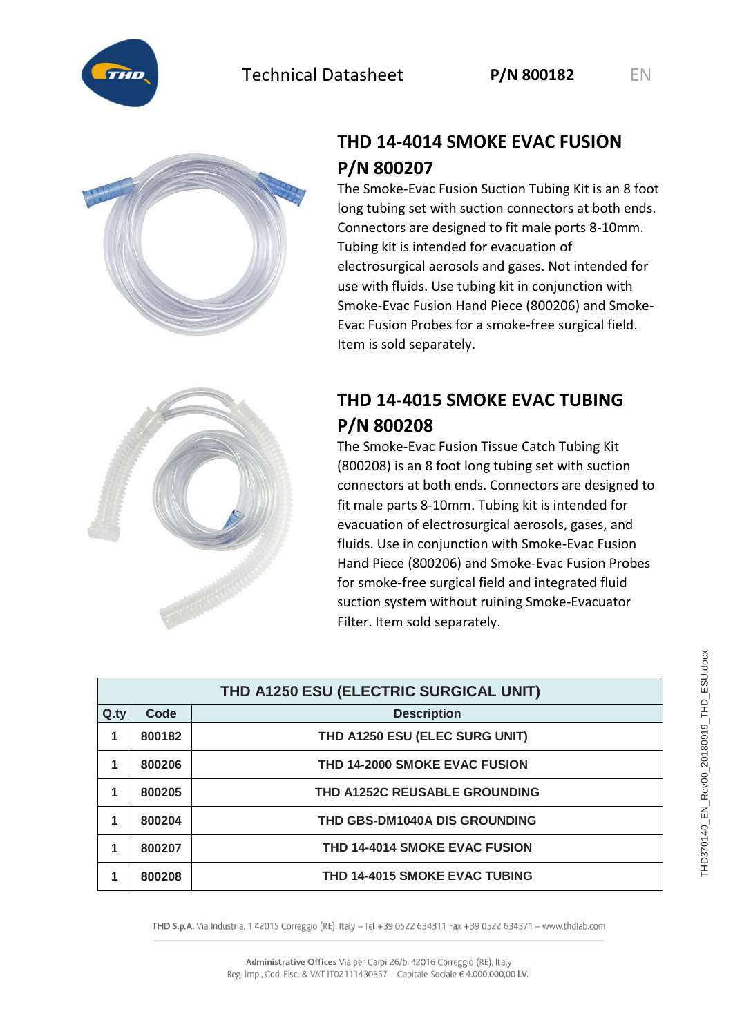## THD 14-4014 SMOKE EVAC FUSION P/N 800207

The Smoke-Evac Fusion Suction Tubing Kit is an 8 foot long tubing set with suction connectors at both ends. Connectors are designed to fit male ports 8-10mm. Tubing kit is intended for evacuation of electrosurgical aerosols and gases. Not intended for use with fluids. Use tubing kit in conjunction with Smoke-Evac Fusion Hand Piece (800206) and Smoke-Evac Fusion Probes for a smoke-free surgical field. Item is sold separately.

## THD 14-4015 SMOKE EVAC TUBING P/N 800208

The Smoke-Evac Fusion Tissue Catch Tubing Kit (800208) is an 8 foot long tubing set with suction connectors at both ends. Connectors are designed to fit male parts 8-10mm. Tubing kit is intended for evacuation of electrosurgical aerosols, gases, and fluids. Use in conjunction with Smoke-Evac Fusion Hand Piece (800206) and Smoke-Evac Fusion Probes for smoke-free surgical field and integrated fluid suction system without ruining Smoke-Evacuator Filter. Item sold separately.

| THD A1250 ESU (ELECTRIC SURGICAL UNIT) | | |
|---|---|---|
| Q.ty | Code | Description |
| 1 | 800182 | THD A1250 ESU (ELEC SURG UNIT) |
| 1 | 800206 | THD 14-2000 SMOKE EVAC FUSION |
| 1 | 800205 | THD A1252C REUSABLE GROUNDING |
| 1 | 800204 | THD GBS-DM1040A DIS GROUNDING |
| 1 | 800207 | THD 14-4014 SMOKE EVAC FUSION |
| 1 | 800208 | THD 14-4015 SMOKE EVAC TUBING |